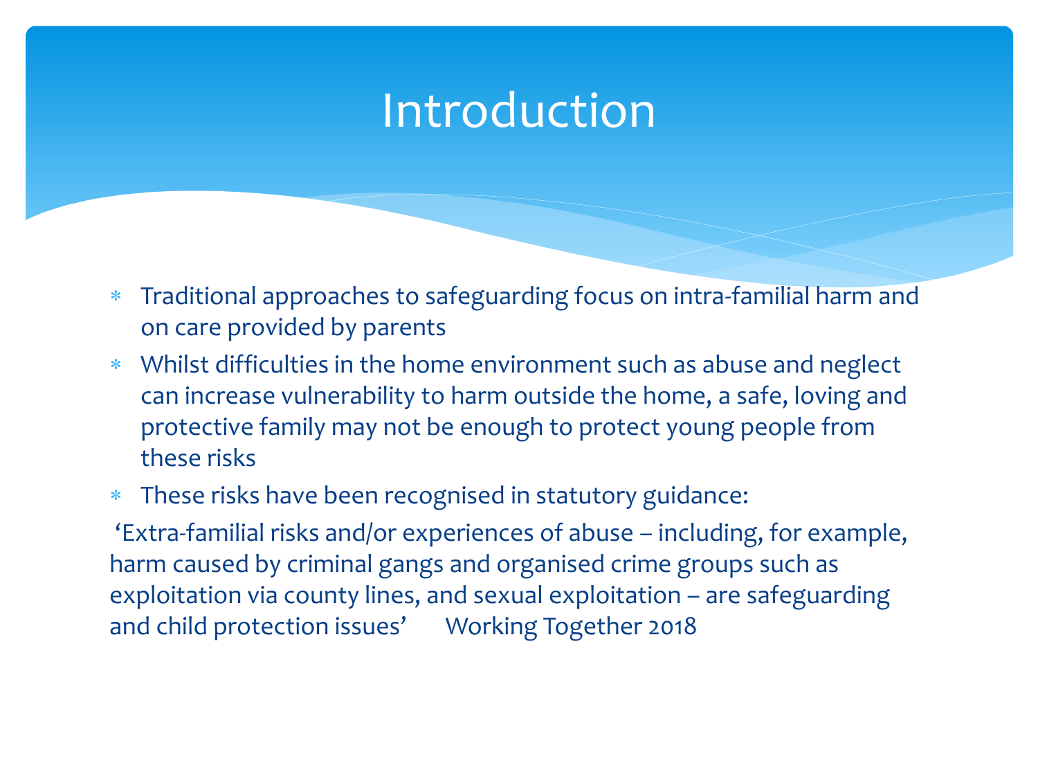# Introduction

- Traditional approaches to safeguarding focus on intra-familial harm and on care provided by parents
- Whilst difficulties in the home environment such as abuse and neglect can increase vulnerability to harm outside the home, a safe, loving and protective family may not be enough to protect young people from these risks
- These risks have been recognised in statutory guidance:

'Extra-familial risks and/or experiences of abuse – including, for example, harm caused by criminal gangs and organised crime groups such as exploitation via county lines, and sexual exploitation – are safeguarding and child protection issues' Working Together 2018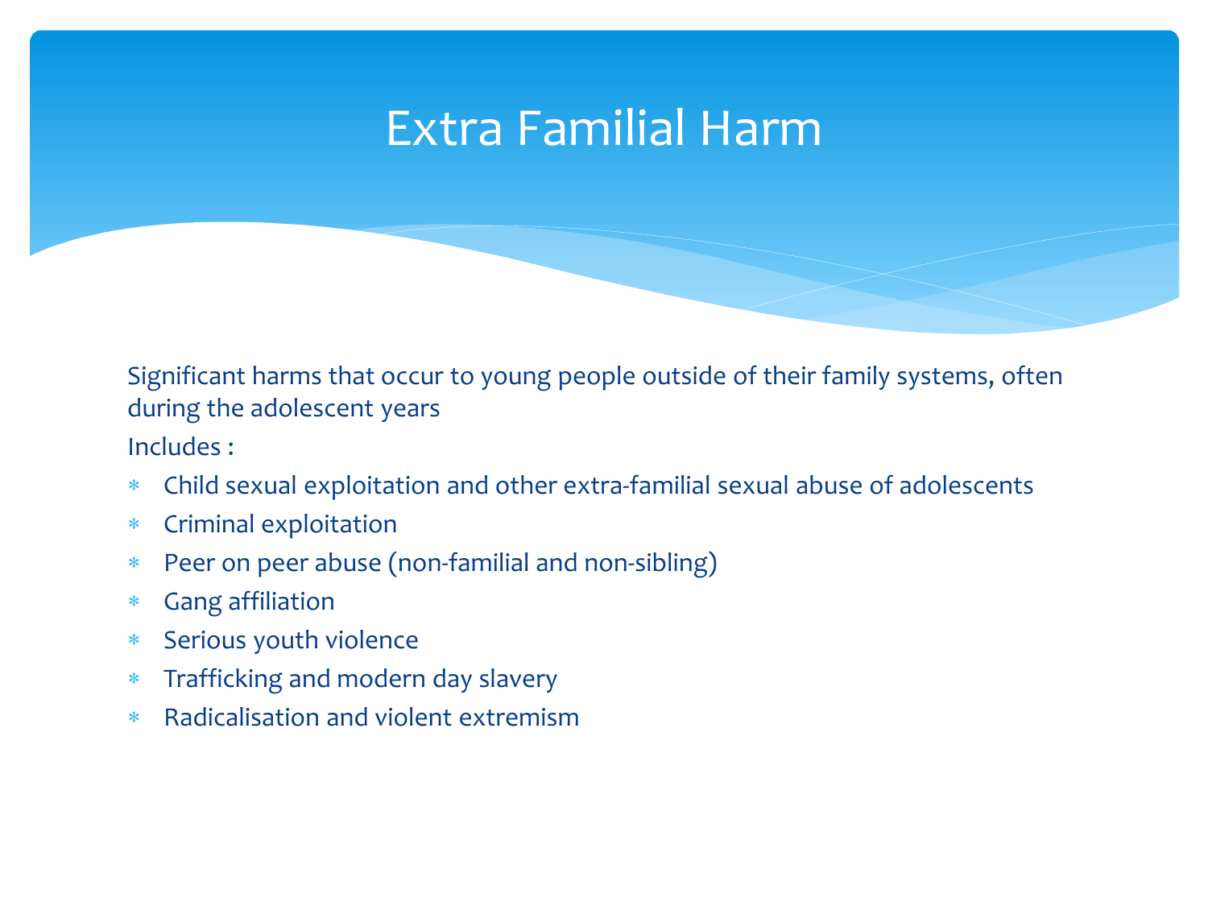# Extra Familial Harm

Significant harms that occur to young people outside of their family systems, often during the adolescent years

Includes :

- Child sexual exploitation and other extra-familial sexual abuse of adolescents
- Criminal exploitation
- Peer on peer abuse (non-familial and non-sibling)
- Gang affiliation
- Serious youth violence
- Trafficking and modern day slavery
- Radicalisation and violent extremism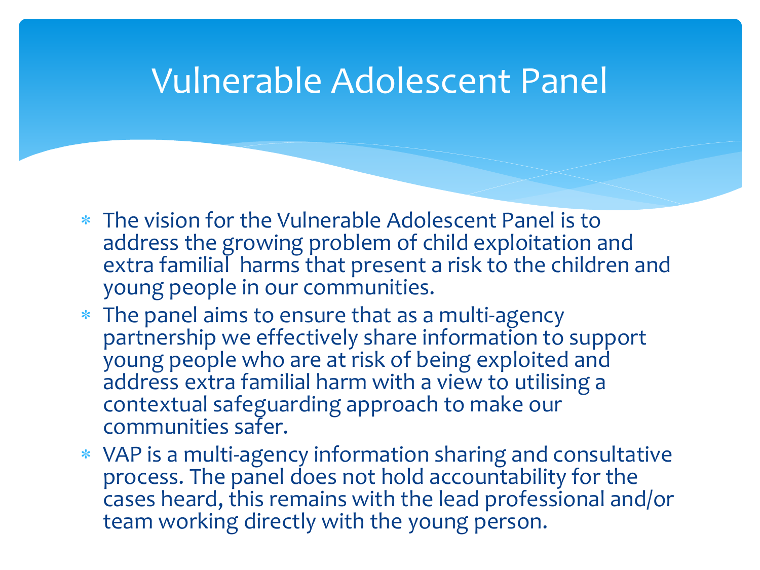# Vulnerable Adolescent Panel

- The vision for the Vulnerable Adolescent Panel is to address the growing problem of child exploitation and extra familial harms that present a risk to the children and young people in our communities.
- The panel aims to ensure that as a multi-agency partnership we effectively share information to support young people who are at risk of being exploited and address extra familial harm with a view to utilising a contextual safeguarding approach to make our communities safer.
- VAP is a multi-agency information sharing and consultative process. The panel does not hold accountability for the cases heard, this remains with the lead professional and/or team working directly with the young person.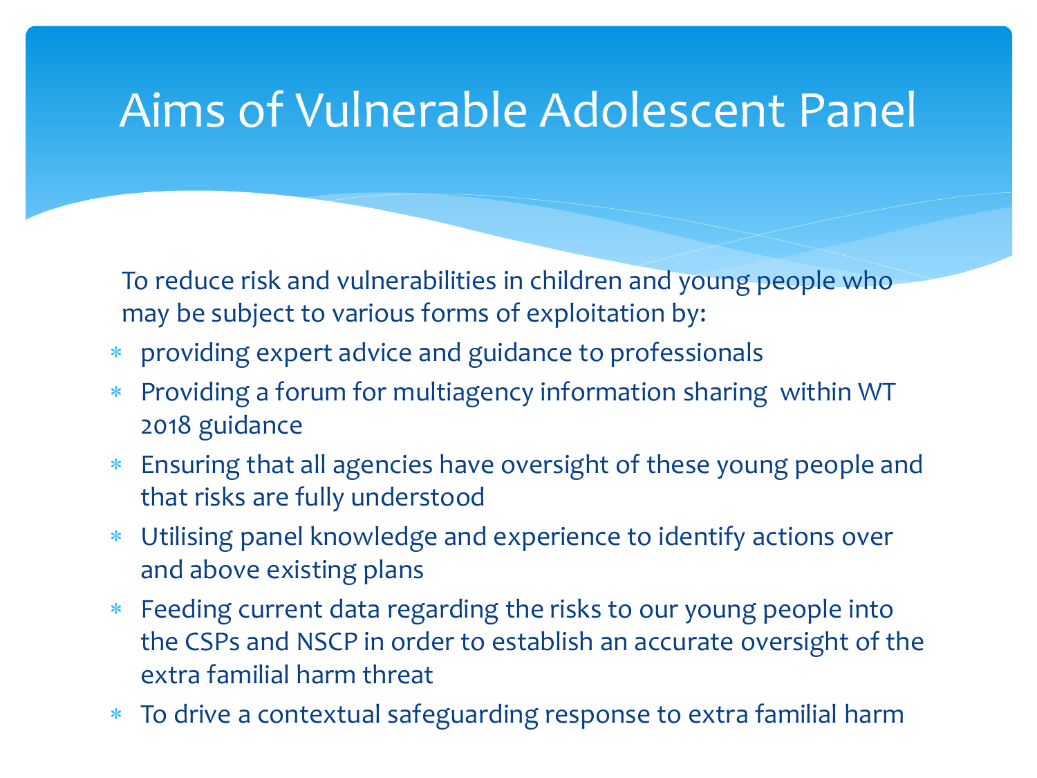# Aims of Vulnerable Adolescent Panel

To reduce risk and vulnerabilities in children and young people who may be subject to various forms of exploitation by:

* providing expert advice and guidance to professionals
* Providing a forum for multiagency information sharing within WT 2018 guidance
* Ensuring that all agencies have oversight of these young people and that risks are fully understood
* Utilising panel knowledge and experience to identify actions over and above existing plans
* Feeding current data regarding the risks to our young people into the CSPs and NSCP in order to establish an accurate oversight of the extra familial harm threat
* To drive a contextual safeguarding response to extra familial harm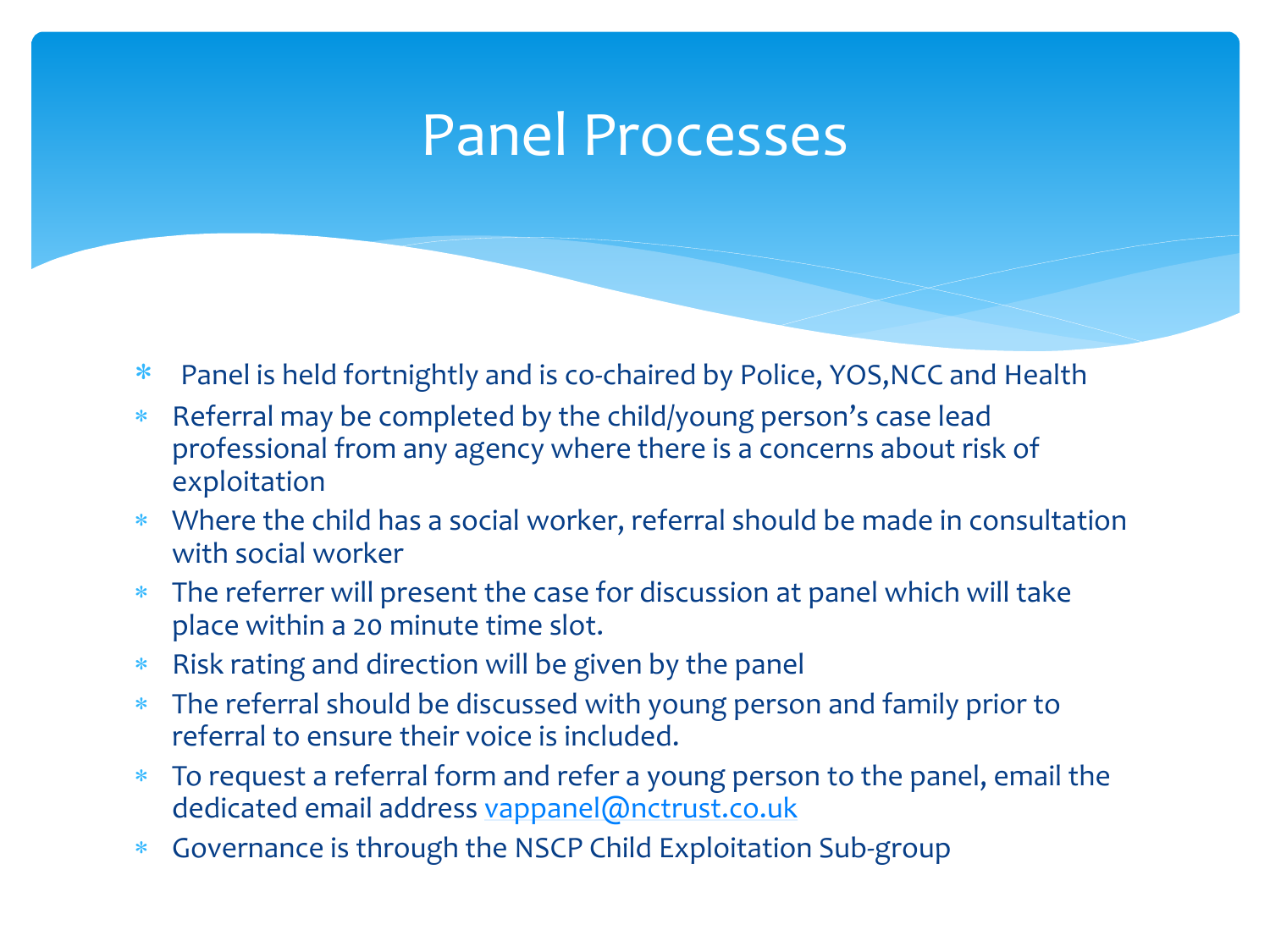# Panel Processes

- Panel is held fortnightly and is co-chaired by Police, YOS,NCC and Health
- Referral may be completed by the child/young person's case lead professional from any agency where there is a concerns about risk of exploitation
- Where the child has a social worker, referral should be made in consultation with social worker
- The referrer will present the case for discussion at panel which will take place within a 20 minute time slot.
- Risk rating and direction will be given by the panel
- The referral should be discussed with young person and family prior to referral to ensure their voice is included.
- To request a referral form and refer a young person to the panel, email the dedicated email address vappanel@nctrust.co.uk
- Governance is through the NSCP Child Exploitation Sub-group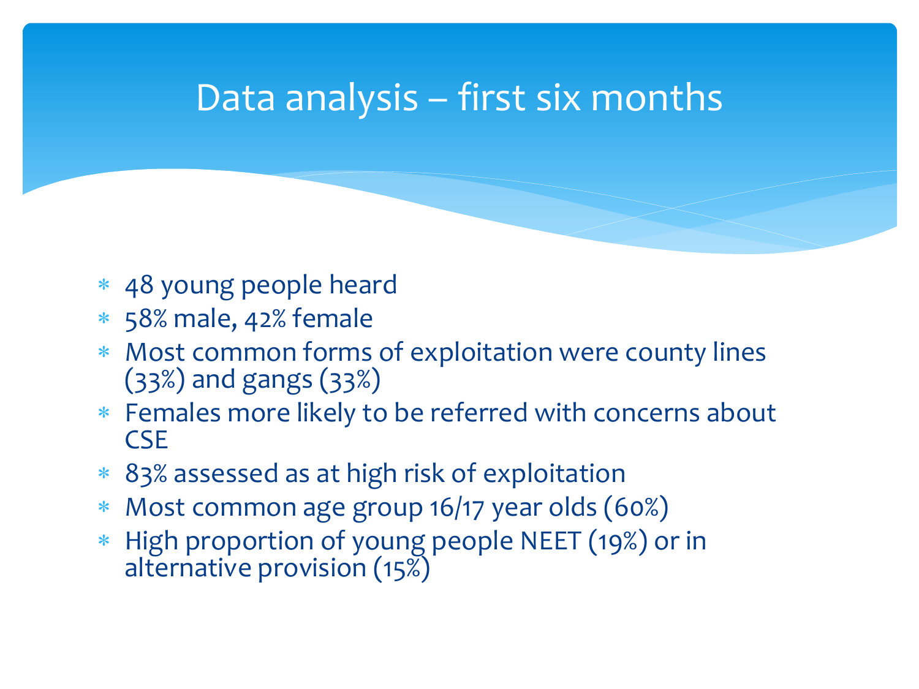# Data analysis – first six months

- 48 young people heard
- 58% male, 42% female
- Most common forms of exploitation were county lines (33%) and gangs (33%)
- Females more likely to be referred with concerns about CSE
- 83% assessed as at high risk of exploitation
- Most common age group 16/17 year olds (60%)
- High proportion of young people NEET (19%) or in alternative provision (15%)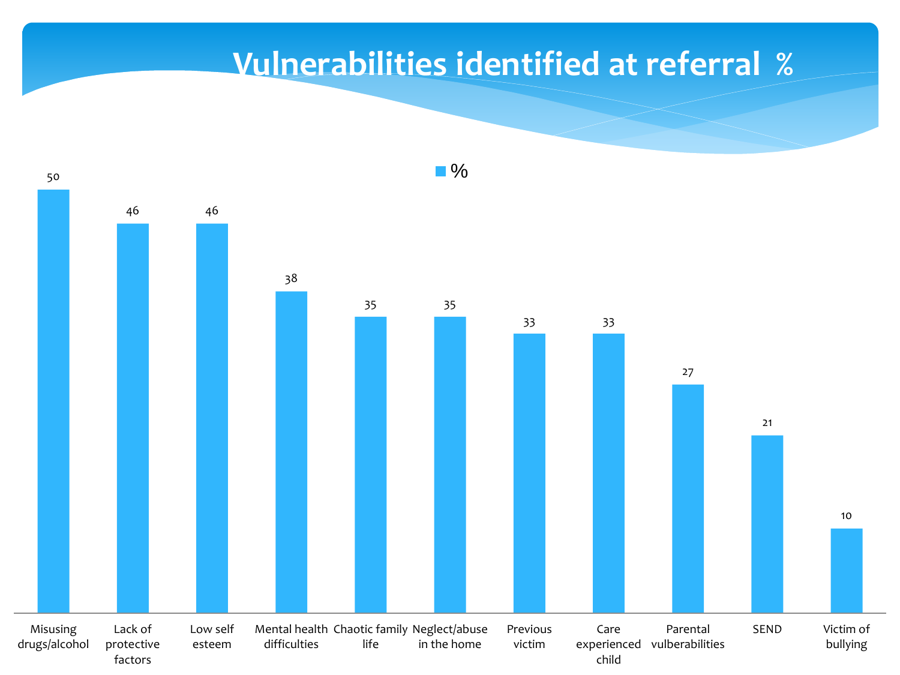# Vulnerabilities identified at referral %

| Vulnerability | % |
|---|---|
| Misusing drugs/alcohol | 50 |
| Lack of protective factors | 46 |
| Low self esteem | 46 |
| Mental health difficulties | 38 |
| Chaotic family life | 35 |
| Neglect/abuse in the home | 35 |
| Previous victim | 33 |
| Care experienced child | 33 |
| Parental vulberabilities | 27 |
| SEND | 21 |
| Victim of bullying | 10 |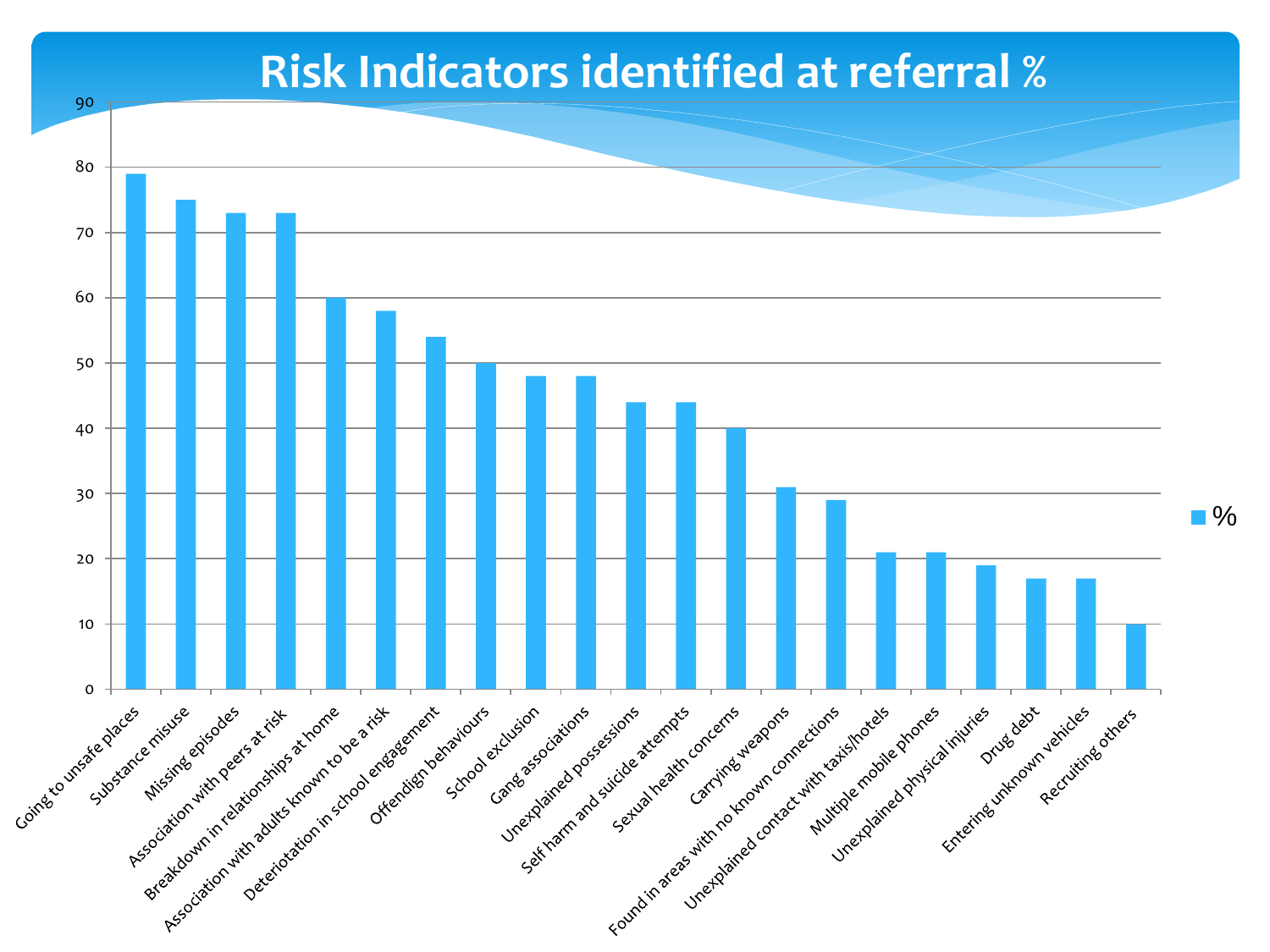# Risk Indicators identified at referral %

| Risk Indicator | % |
|---|---|
| Going to unsafe places | 79 |
| Substance misuse | 75 |
| Missing episodes | 73 |
| Association with peers at risk | 73 |
| Breakdown in relationships at home | 60 |
| Association with adults known to be a risk | 58 |
| Deteriotation in school engagement | 54 |
| Offendign behaviours | 50 |
| School exclusion | 48 |
| Gang associations | 48 |
| Unexplained possessions | 44 |
| Self harm and suicide attempts | 44 |
| Sexual health concerns | 40 |
| Carrying weapons | 31 |
| Found in areas with no known connections | 29 |
| Unexplained contact with taxis/hotels | 21 |
| Multiple mobile phones | 21 |
| Unexplained physical injuries | 19 |
| Drug debt | 17 |
| Entering unknown vehicles | 17 |
| Recruiting others | 10 |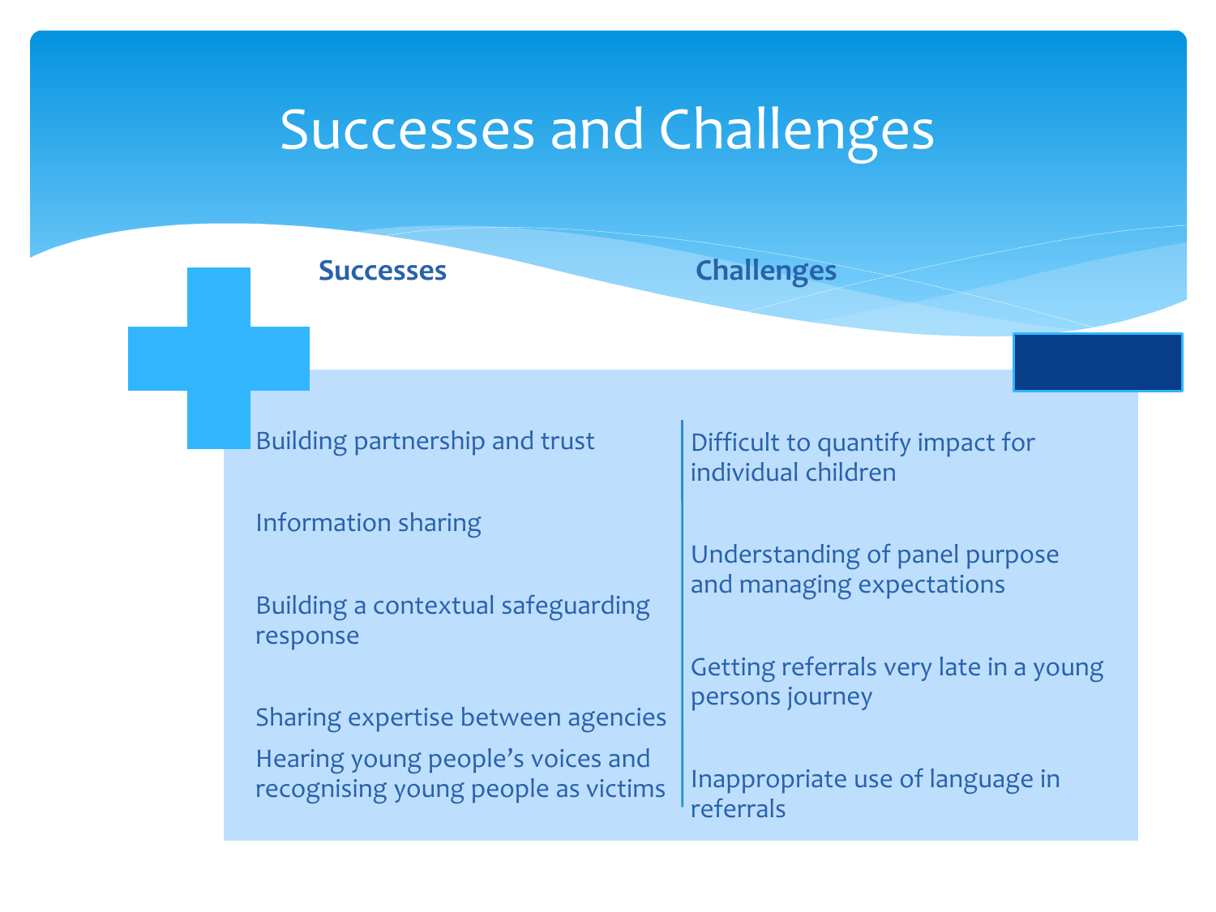# Successes and Challenges

| Successes | Challenges |
| --- | --- |
| Building partnership and trust | Difficult to quantify impact for individual children |
| Information sharing | Understanding of panel purpose and managing expectations |
| Building a contextual safeguarding response | Getting referrals very late in a young persons journey |
| Sharing expertise between agencies | Inappropriate use of language in referrals |
| Hearing young people's voices and recognising young people as victims | |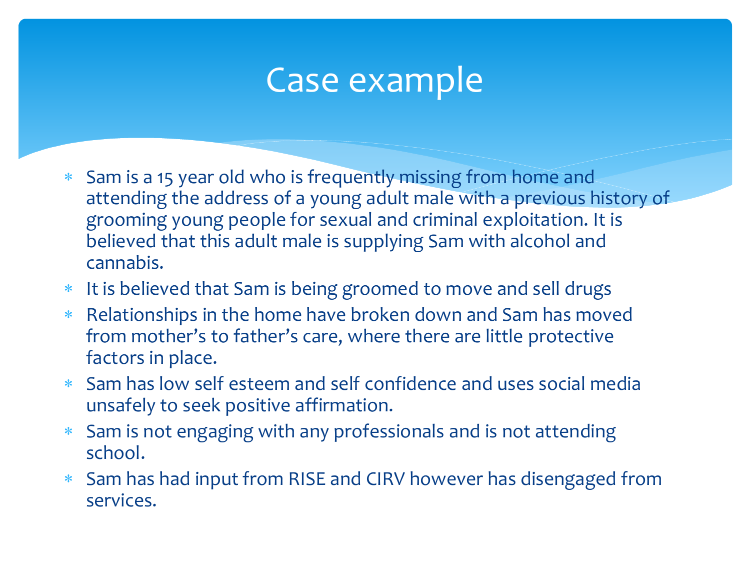# Case example

- Sam is a 15 year old who is frequently missing from home and attending the address of a young adult male with a previous history of grooming young people for sexual and criminal exploitation. It is believed that this adult male is supplying Sam with alcohol and cannabis.
- It is believed that Sam is being groomed to move and sell drugs
- Relationships in the home have broken down and Sam has moved from mother's to father's care, where there are little protective factors in place.
- Sam has low self esteem and self confidence and uses social media unsafely to seek positive affirmation.
- Sam is not engaging with any professionals and is not attending school.
- Sam has had input from RISE and CIRV however has disengaged from services.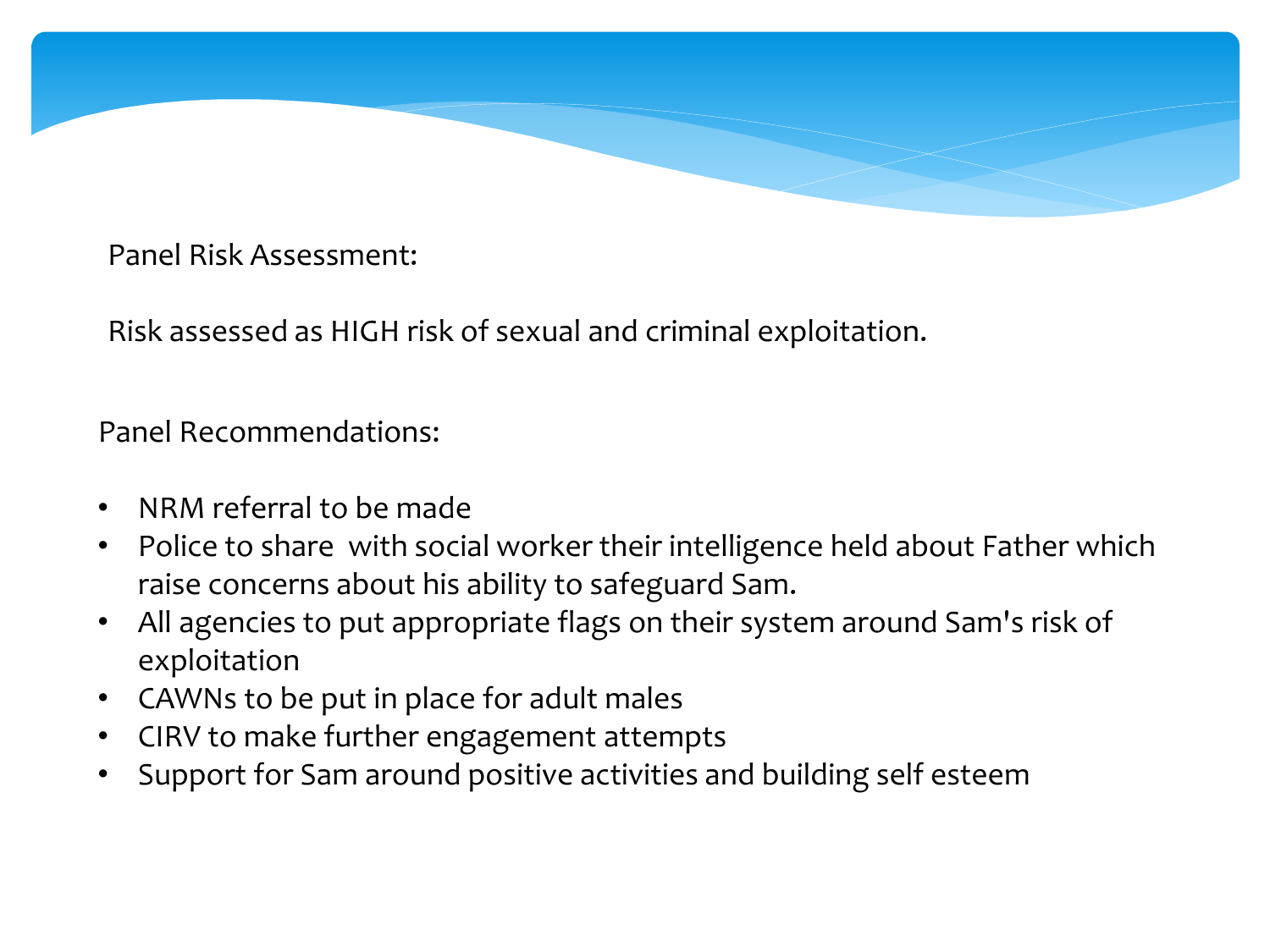Panel Risk Assessment:

Risk assessed as HIGH risk of sexual and criminal exploitation.

Panel Recommendations:

- NRM referral to be made
- Police to share with social worker their intelligence held about Father which raise concerns about his ability to safeguard Sam.
- All agencies to put appropriate flags on their system around Sam's risk of exploitation
- CAWNs to be put in place for adult males
- CIRV to make further engagement attempts
- Support for Sam around positive activities and building self esteem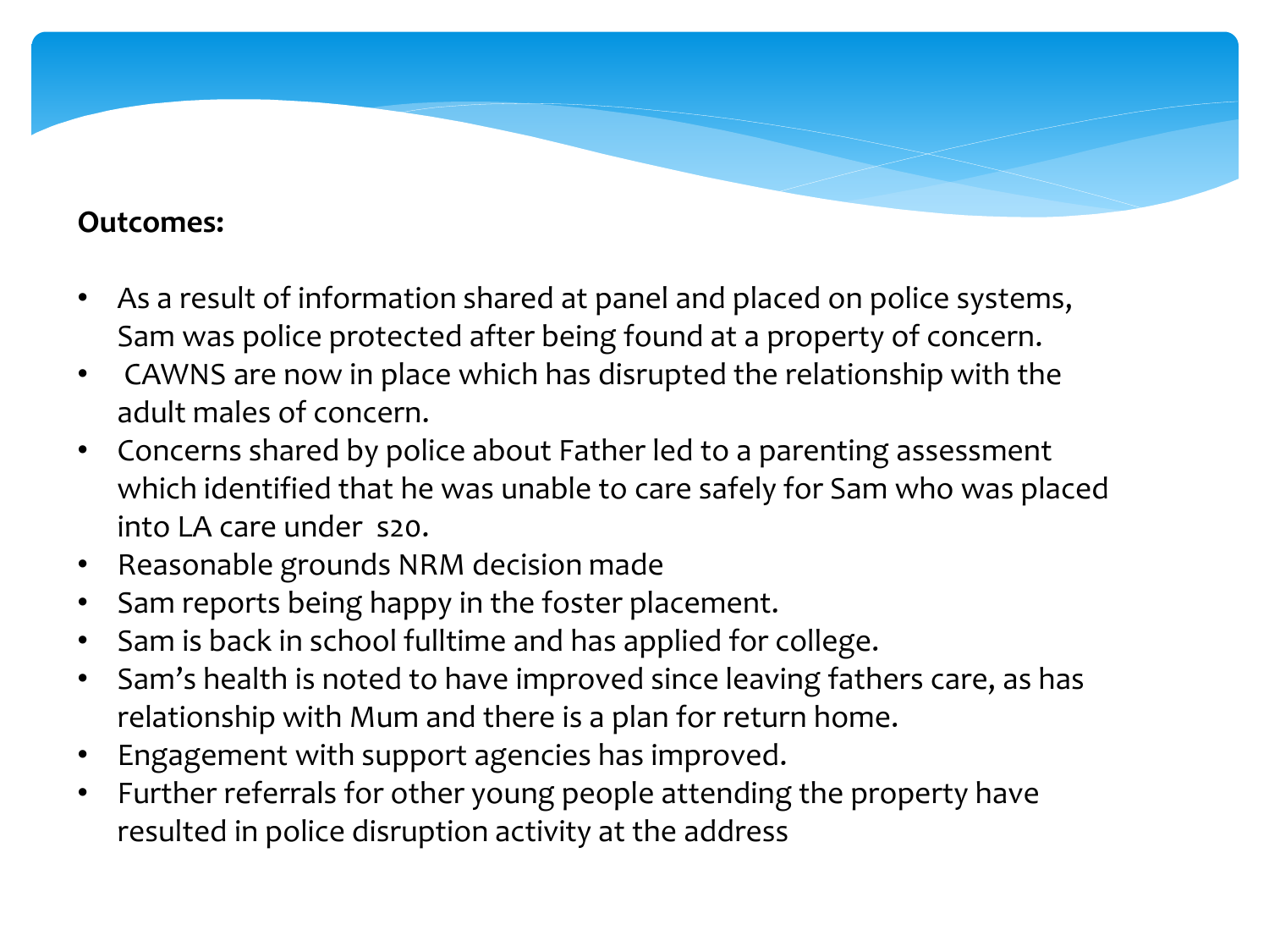**Outcomes:**

- As a result of information shared at panel and placed on police systems, Sam was police protected after being found at a property of concern.
- CAWNS are now in place which has disrupted the relationship with the adult males of concern.
- Concerns shared by police about Father led to a parenting assessment which identified that he was unable to care safely for Sam who was placed into LA care under s20.
- Reasonable grounds NRM decision made
- Sam reports being happy in the foster placement.
- Sam is back in school fulltime and has applied for college.
- Sam's health is noted to have improved since leaving fathers care, as has relationship with Mum and there is a plan for return home.
- Engagement with support agencies has improved.
- Further referrals for other young people attending the property have resulted in police disruption activity at the address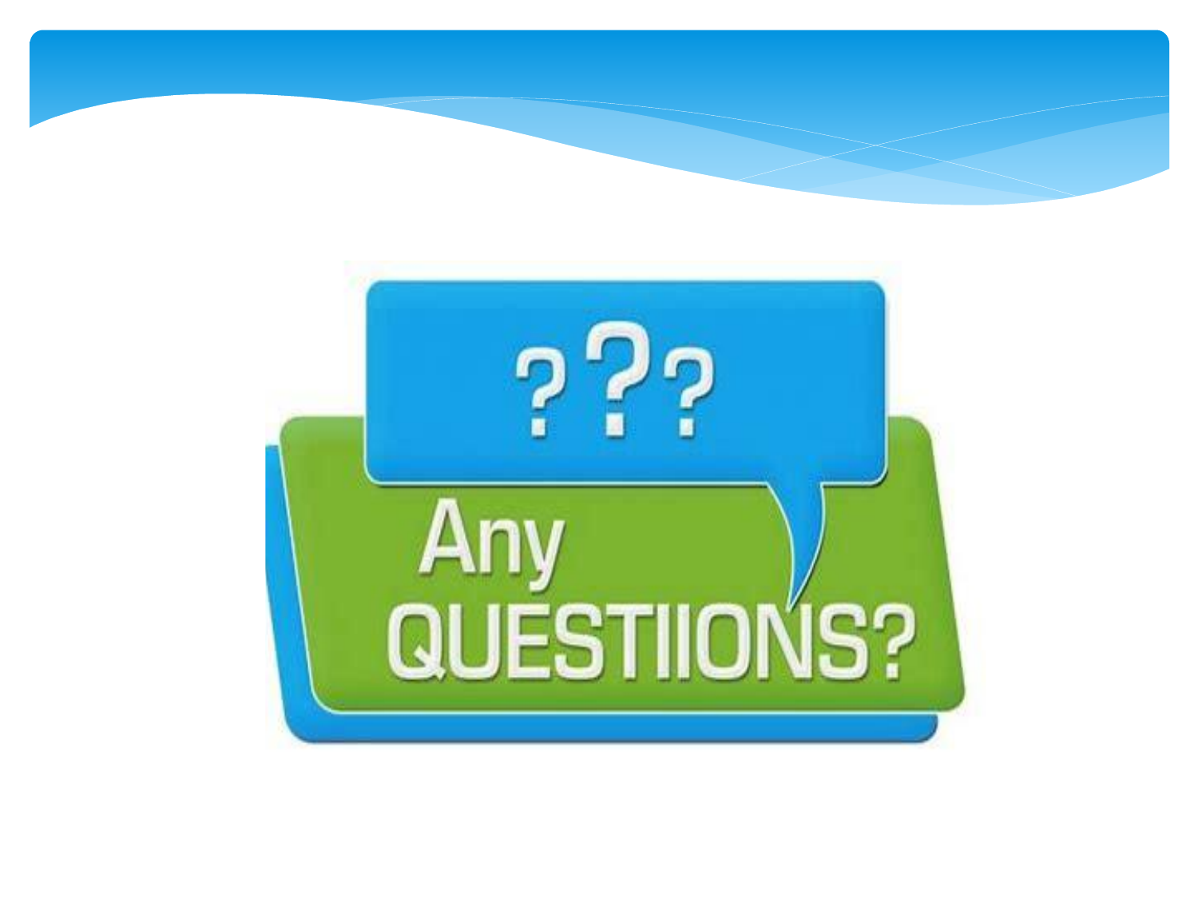???

Any
QUESTIIONS?